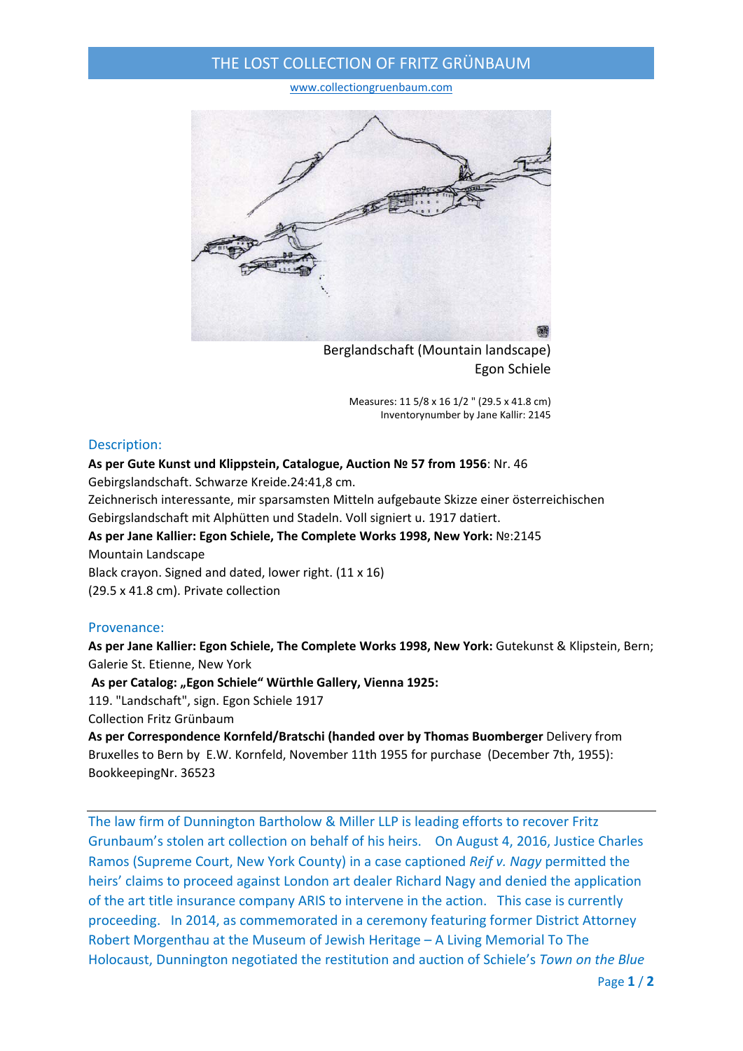# THE LOST COLLECTION OF FRITZ GRÜNBAUM

www.collectiongruenbaum.com

Berglandschaft (Mountain landscape)
Egon Schiele

Measures: 11 5/8 x 16 1/2 " (29.5 x 41.8 cm)
Inventorynumber by Jane Kallir: 2145

## Description:

**As per Gute Kunst und Klippstein, Catalogue, Auction № 57 from 1956**: Nr. 46
Gebirgslandschaft. Schwarze Kreide.24:41,8 cm.
Zeichnerisch interessante, mir sparsamsten Mitteln aufgebaute Skizze einer österreichischen Gebirgslandschaft mit Alphütten und Stadeln. Voll signiert u. 1917 datiert.
**As per Jane Kallier: Egon Schiele, The Complete Works 1998, New York:** №:2145
Mountain Landscape
Black crayon. Signed and dated, lower right. (11 x 16)
(29.5 x 41.8 cm). Private collection

## Provenance:

**As per Jane Kallier: Egon Schiele, The Complete Works 1998, New York:** Gutekunst & Klipstein, Bern; Galerie St. Etienne, New York
**As per Catalog: „Egon Schiele" Würthle Gallery, Vienna 1925:**
119. "Landschaft", sign. Egon Schiele 1917
Collection Fritz Grünbaum
**As per Correspondence Kornfeld/Bratschi (handed over by Thomas Buomberger** Delivery from Bruxelles to Bern by E.W. Kornfeld, November 11th 1955 for purchase (December 7th, 1955): BookkeepingNr. 36523

---

The law firm of Dunnington Bartholow & Miller LLP is leading efforts to recover Fritz Grunbaum's stolen art collection on behalf of his heirs. On August 4, 2016, Justice Charles Ramos (Supreme Court, New York County) in a case captioned *Reif v. Nagy* permitted the heirs' claims to proceed against London art dealer Richard Nagy and denied the application of the art title insurance company ARIS to intervene in the action. This case is currently proceeding. In 2014, as commemorated in a ceremony featuring former District Attorney Robert Morgenthau at the Museum of Jewish Heritage – A Living Memorial To The Holocaust, Dunnington negotiated the restitution and auction of Schiele's *Town on the Blue*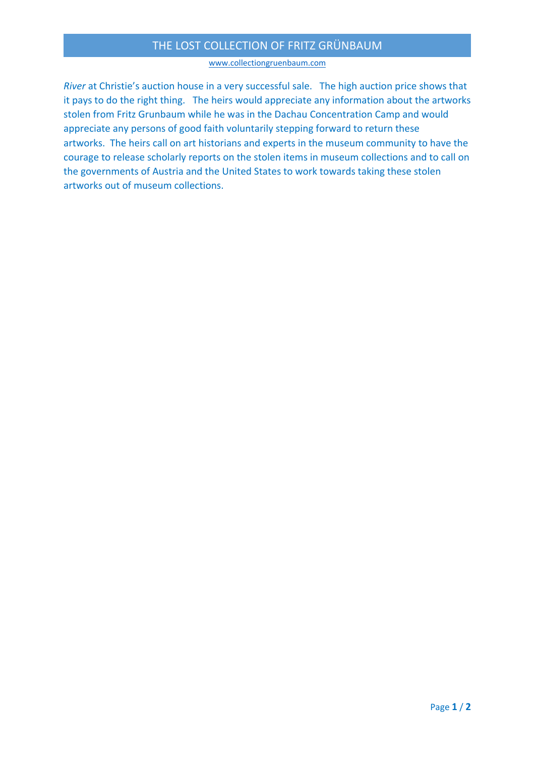*River* at Christie's auction house in a very successful sale. The high auction price shows that it pays to do the right thing. The heirs would appreciate any information about the artworks stolen from Fritz Grunbaum while he was in the Dachau Concentration Camp and would appreciate any persons of good faith voluntarily stepping forward to return these artworks. The heirs call on art historians and experts in the museum community to have the courage to release scholarly reports on the stolen items in museum collections and to call on the governments of Austria and the United States to work towards taking these stolen artworks out of museum collections.